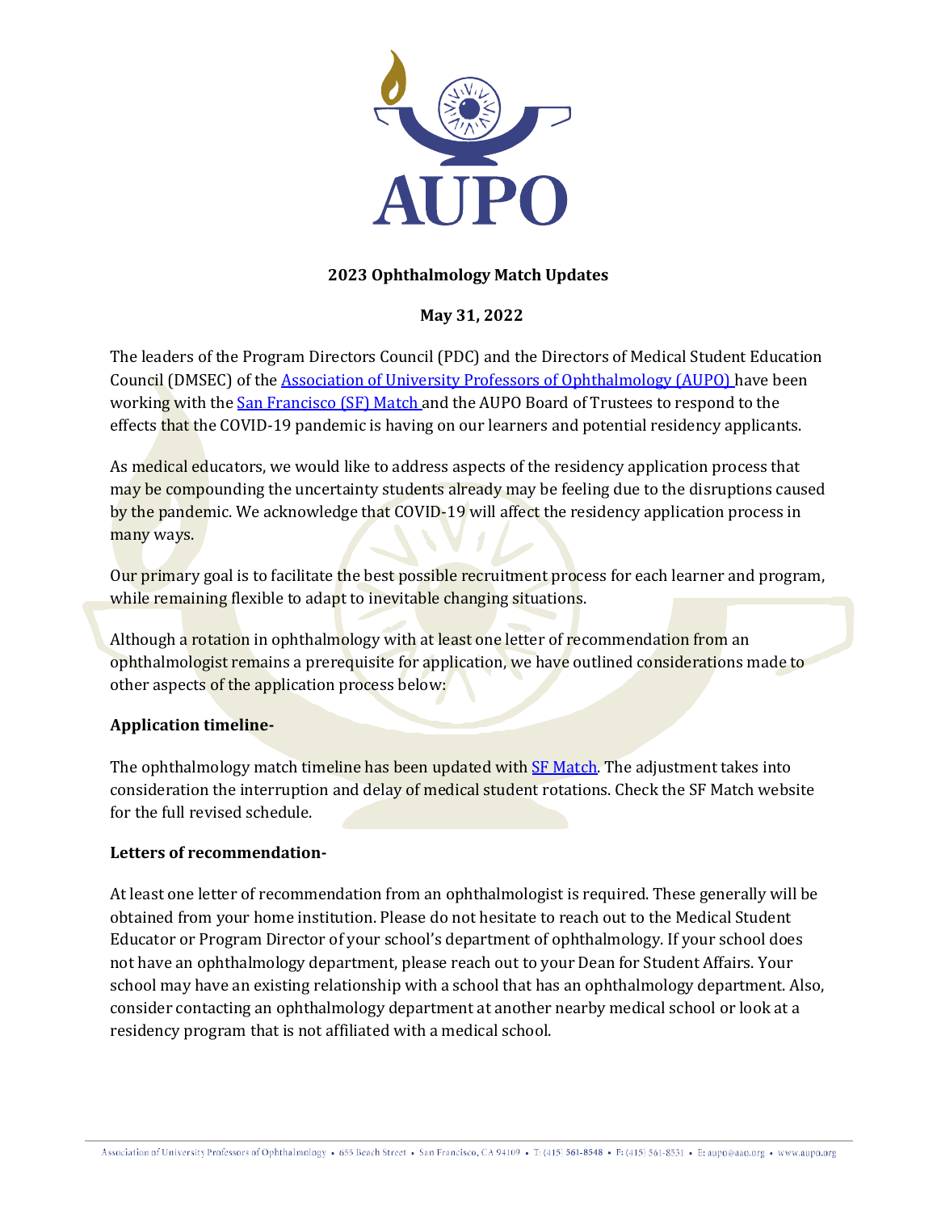**2023 Ophthalmology Match Updates**

**May 31, 2022**

The leaders of the Program Directors Council (PDC) and the Directors of Medical Student Education Council (DMSEC) of the Association of University Professors of Ophthalmology (AUPO) have been working with the San Francisco (SF) Match and the AUPO Board of Trustees to respond to the effects that the COVID-19 pandemic is having on our learners and potential residency applicants.

As medical educators, we would like to address aspects of the residency application process that may be compounding the uncertainty students already may be feeling due to the disruptions caused by the pandemic. We acknowledge that COVID-19 will affect the residency application process in many ways.

Our primary goal is to facilitate the best possible recruitment process for each learner and program, while remaining flexible to adapt to inevitable changing situations.

Although a rotation in ophthalmology with at least one letter of recommendation from an ophthalmologist remains a prerequisite for application, we have outlined considerations made to other aspects of the application process below:

**Application timeline-**

The ophthalmology match timeline has been updated with SF Match. The adjustment takes into consideration the interruption and delay of medical student rotations. Check the SF Match website for the full revised schedule.

**Letters of recommendation-**

At least one letter of recommendation from an ophthalmologist is required. These generally will be obtained from your home institution. Please do not hesitate to reach out to the Medical Student Educator or Program Director of your school's department of ophthalmology. If your school does not have an ophthalmology department, please reach out to your Dean for Student Affairs. Your school may have an existing relationship with a school that has an ophthalmology department. Also, consider contacting an ophthalmology department at another nearby medical school or look at a residency program that is not affiliated with a medical school.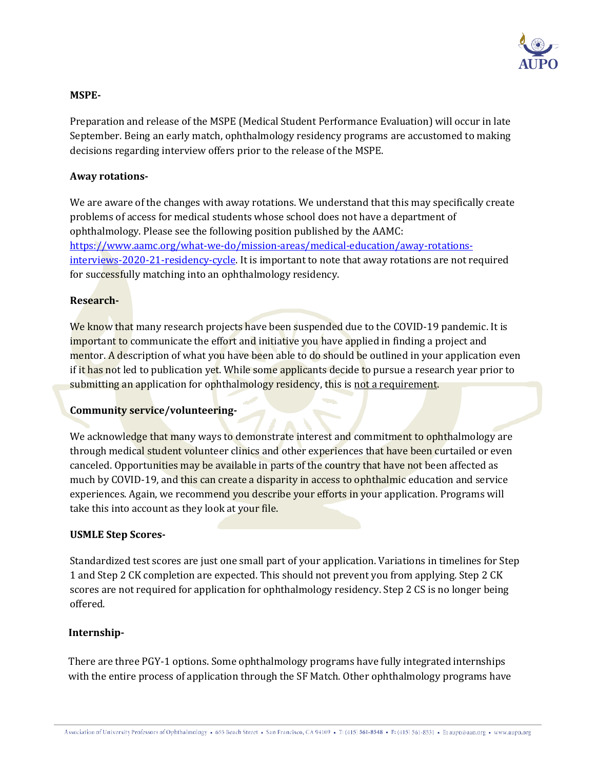**MSPE-**

Preparation and release of the MSPE (Medical Student Performance Evaluation) will occur in late September. Being an early match, ophthalmology residency programs are accustomed to making decisions regarding interview offers prior to the release of the MSPE.

**Away rotations-**

We are aware of the changes with away rotations. We understand that this may specifically create problems of access for medical students whose school does not have a department of ophthalmology. Please see the following position published by the AAMC: [https://www.aamc.org/what-we-do/mission-areas/medical-education/away-rotations-interviews-2020-21-residency-cycle](https://www.aamc.org/what-we-do/mission-areas/medical-education/away-rotations-interviews-2020-21-residency-cycle). It is important to note that away rotations are not required for successfully matching into an ophthalmology residency.

**Research-**

We know that many research projects have been suspended due to the COVID-19 pandemic. It is important to communicate the effort and initiative you have applied in finding a project and mentor. A description of what you have been able to do should be outlined in your application even if it has not led to publication yet. While some applicants decide to pursue a research year prior to submitting an application for ophthalmology residency, this is <u>not a requirement</u>.

**Community service/volunteering-**

We acknowledge that many ways to demonstrate interest and commitment to ophthalmology are through medical student volunteer clinics and other experiences that have been curtailed or even canceled. Opportunities may be available in parts of the country that have not been affected as much by COVID-19, and this can create a disparity in access to ophthalmic education and service experiences. Again, we recommend you describe your efforts in your application. Programs will take this into account as they look at your file.

**USMLE Step Scores-**

Standardized test scores are just one small part of your application. Variations in timelines for Step 1 and Step 2 CK completion are expected. This should not prevent you from applying. Step 2 CK scores are not required for application for ophthalmology residency. Step 2 CS is no longer being offered.

**Internship-**

There are three PGY-1 options. Some ophthalmology programs have fully integrated internships with the entire process of application through the SF Match. Other ophthalmology programs have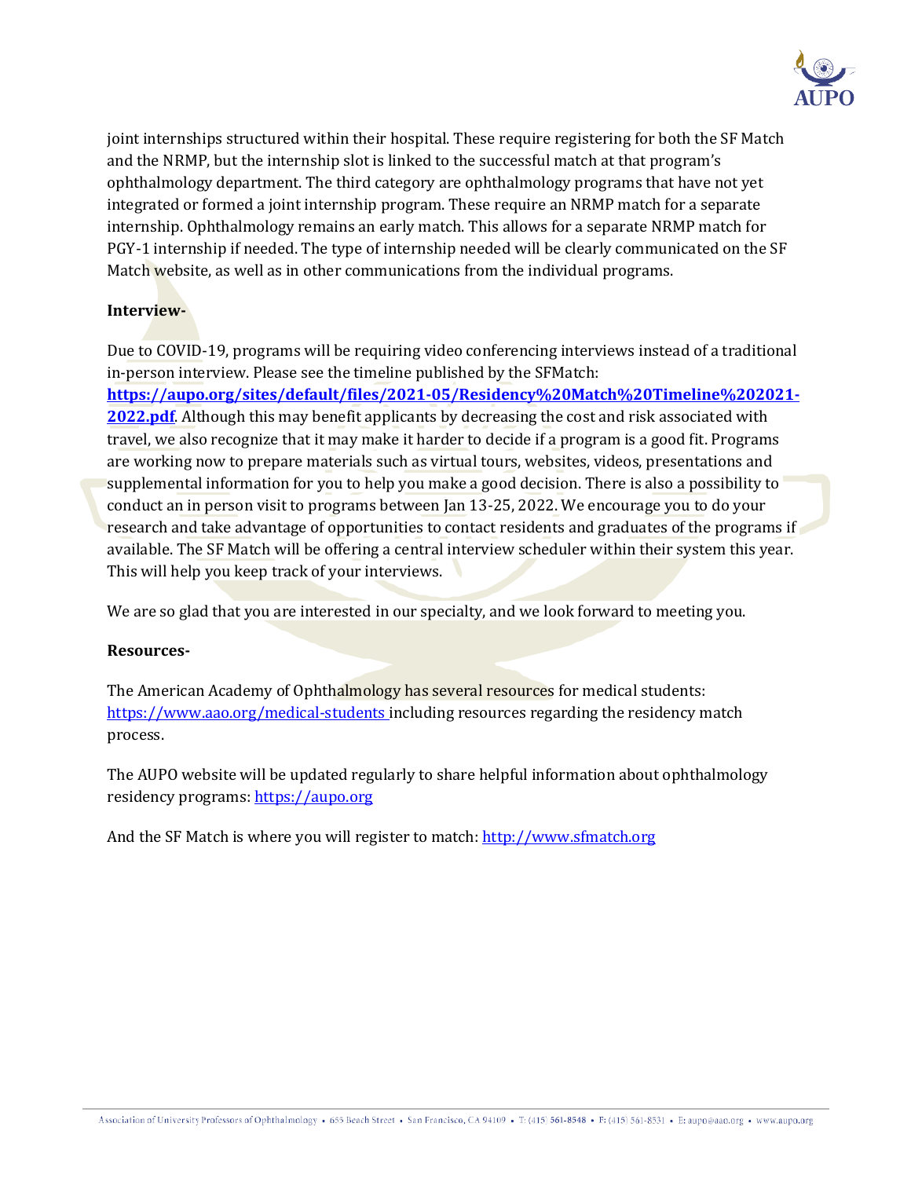joint internships structured within their hospital. These require registering for both the SF Match and the NRMP, but the internship slot is linked to the successful match at that program's ophthalmology department. The third category are ophthalmology programs that have not yet integrated or formed a joint internship program. These require an NRMP match for a separate internship. Ophthalmology remains an early match. This allows for a separate NRMP match for PGY-1 internship if needed. The type of internship needed will be clearly communicated on the SF Match website, as well as in other communications from the individual programs.

**Interview-**

Due to COVID-19, programs will be requiring video conferencing interviews instead of a traditional in-person interview. Please see the timeline published by the SFMatch: **https://aupo.org/sites/default/files/2021-05/Residency%20Match%20Timeline%202021-2022.pdf**. Although this may benefit applicants by decreasing the cost and risk associated with travel, we also recognize that it may make it harder to decide if a program is a good fit. Programs are working now to prepare materials such as virtual tours, websites, videos, presentations and supplemental information for you to help you make a good decision. There is also a possibility to conduct an in person visit to programs between Jan 13-25, 2022. We encourage you to do your research and take advantage of opportunities to contact residents and graduates of the programs if available. The SF Match will be offering a central interview scheduler within their system this year. This will help you keep track of your interviews.

We are so glad that you are interested in our specialty, and we look forward to meeting you.

**Resources-**

The American Academy of Ophthalmology has several resources for medical students: https://www.aao.org/medical-students including resources regarding the residency match process.

The AUPO website will be updated regularly to share helpful information about ophthalmology residency programs: https://aupo.org

And the SF Match is where you will register to match: http://www.sfmatch.org